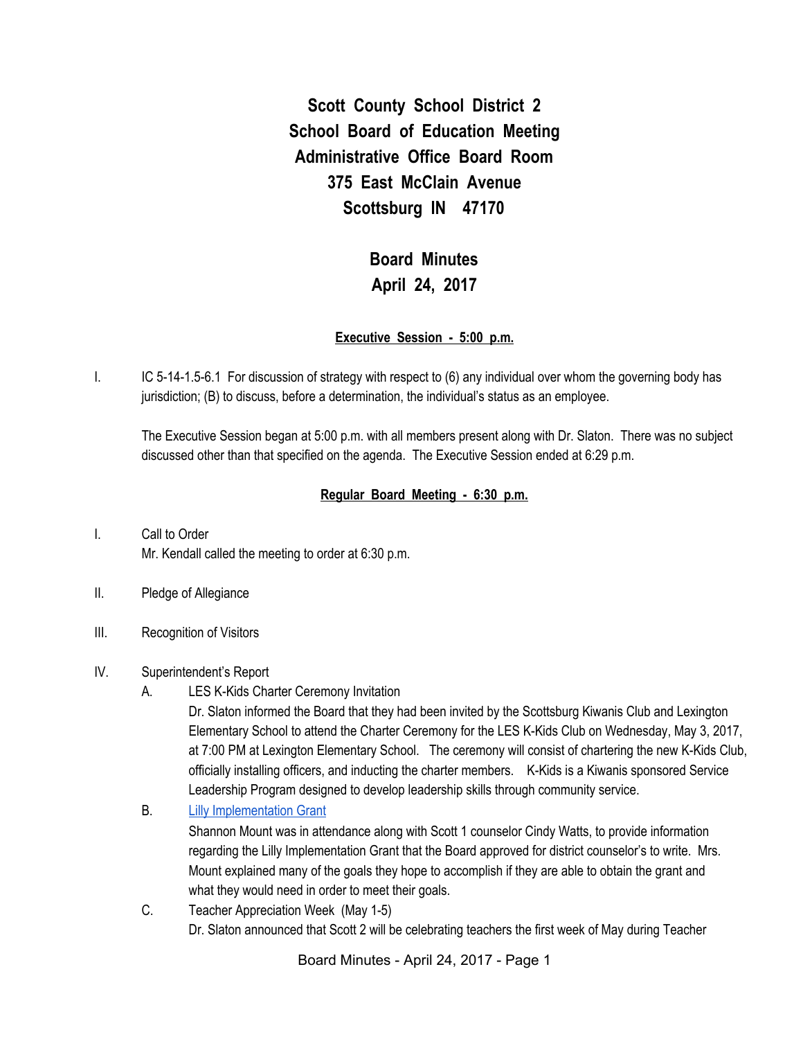# Scott County School District 2
# School Board of Education Meeting
# Administrative Office Board Room
# 375 East McClain Avenue
# Scottsburg IN 47170

## Board Minutes
## April 24, 2017

### Executive Session - 5:00 p.m.

I. IC 5-14-1.5-6.1 For discussion of strategy with respect to (6) any individual over whom the governing body has jurisdiction; (B) to discuss, before a determination, the individual's status as an employee.

The Executive Session began at 5:00 p.m. with all members present along with Dr. Slaton. There was no subject discussed other than that specified on the agenda. The Executive Session ended at 6:29 p.m.

### Regular Board Meeting - 6:30 p.m.

I. Call to Order
Mr. Kendall called the meeting to order at 6:30 p.m.

II. Pledge of Allegiance

III. Recognition of Visitors

IV. Superintendent's Report

A. LES K-Kids Charter Ceremony Invitation
Dr. Slaton informed the Board that they had been invited by the Scottsburg Kiwanis Club and Lexington Elementary School to attend the Charter Ceremony for the LES K-Kids Club on Wednesday, May 3, 2017, at 7:00 PM at Lexington Elementary School. The ceremony will consist of chartering the new K-Kids Club, officially installing officers, and inducting the charter members. K-Kids is a Kiwanis sponsored Service Leadership Program designed to develop leadership skills through community service.

B. Lilly Implementation Grant
Shannon Mount was in attendance along with Scott 1 counselor Cindy Watts, to provide information regarding the Lilly Implementation Grant that the Board approved for district counselor's to write. Mrs. Mount explained many of the goals they hope to accomplish if they are able to obtain the grant and what they would need in order to meet their goals.

C. Teacher Appreciation Week (May 1-5)
Dr. Slaton announced that Scott 2 will be celebrating teachers the first week of May during Teacher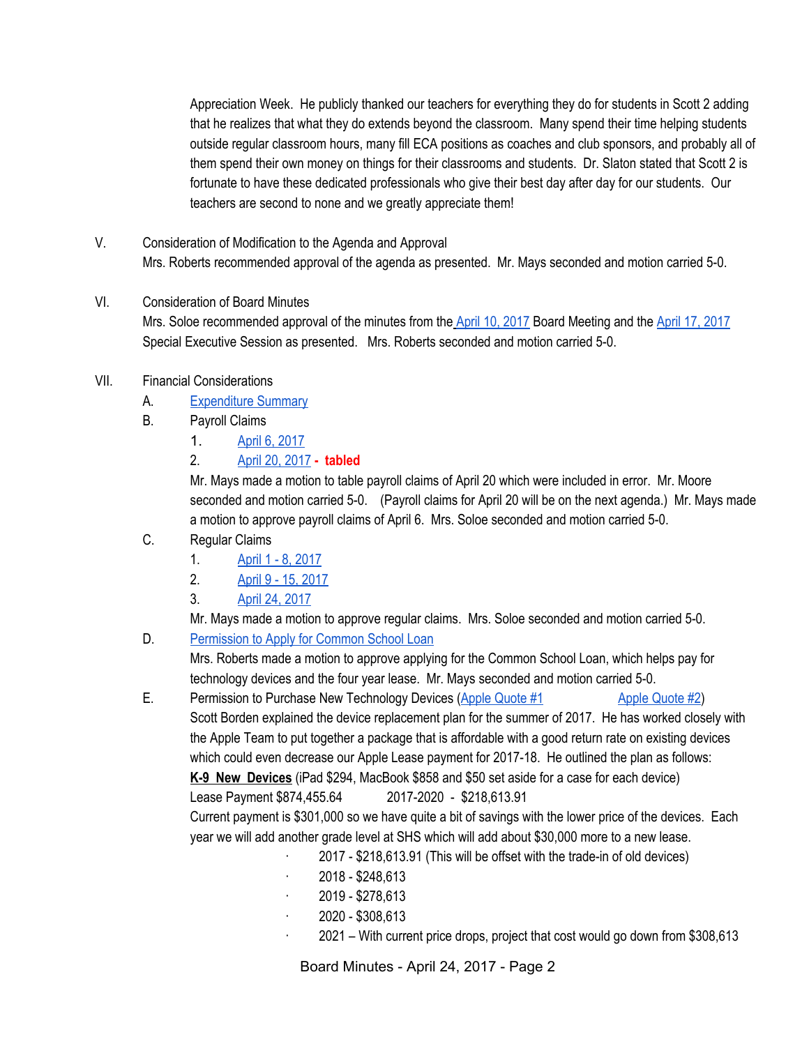Appreciation Week. He publicly thanked our teachers for everything they do for students in Scott 2 adding that he realizes that what they do extends beyond the classroom. Many spend their time helping students outside regular classroom hours, many fill ECA positions as coaches and club sponsors, and probably all of them spend their own money on things for their classrooms and students. Dr. Slaton stated that Scott 2 is fortunate to have these dedicated professionals who give their best day after day for our students. Our teachers are second to none and we greatly appreciate them!

V. Consideration of Modification to the Agenda and Approval

Mrs. Roberts recommended approval of the agenda as presented. Mr. Mays seconded and motion carried 5-0.

VI. Consideration of Board Minutes

Mrs. Soloe recommended approval of the minutes from the April 10, 2017 Board Meeting and the April 17, 2017 Special Executive Session as presented. Mrs. Roberts seconded and motion carried 5-0.

VII. Financial Considerations

A. Expenditure Summary

B. Payroll Claims

1. April 6, 2017
2. April 20, 2017 - **tabled**

Mr. Mays made a motion to table payroll claims of April 20 which were included in error. Mr. Moore seconded and motion carried 5-0. (Payroll claims for April 20 will be on the next agenda.) Mr. Mays made a motion to approve payroll claims of April 6. Mrs. Soloe seconded and motion carried 5-0.

C. Regular Claims

1. April 1 - 8, 2017
2. April 9 - 15, 2017
3. April 24, 2017

Mr. Mays made a motion to approve regular claims. Mrs. Soloe seconded and motion carried 5-0.

D. Permission to Apply for Common School Loan

Mrs. Roberts made a motion to approve applying for the Common School Loan, which helps pay for technology devices and the four year lease. Mr. Mays seconded and motion carried 5-0.

E. Permission to Purchase New Technology Devices (Apple Quote #1 Apple Quote #2)

Scott Borden explained the device replacement plan for the summer of 2017. He has worked closely with the Apple Team to put together a package that is affordable with a good return rate on existing devices which could even decrease our Apple Lease payment for 2017-18. He outlined the plan as follows:

**K-9 New Devices** (iPad $294, MacBook $858 and $50 set aside for a case for each device)

Lease Payment $874,455.64 2017-2020 - $218,613.91

Current payment is $301,000 so we have quite a bit of savings with the lower price of the devices. Each year we will add another grade level at SHS which will add about $30,000 more to a new lease.

- 2017 - $218,613.91 (This will be offset with the trade-in of old devices)
- 2018 - $248,613
- 2019 - $278,613
- 2020 - $308,613
- 2021 – With current price drops, project that cost would go down from $308,613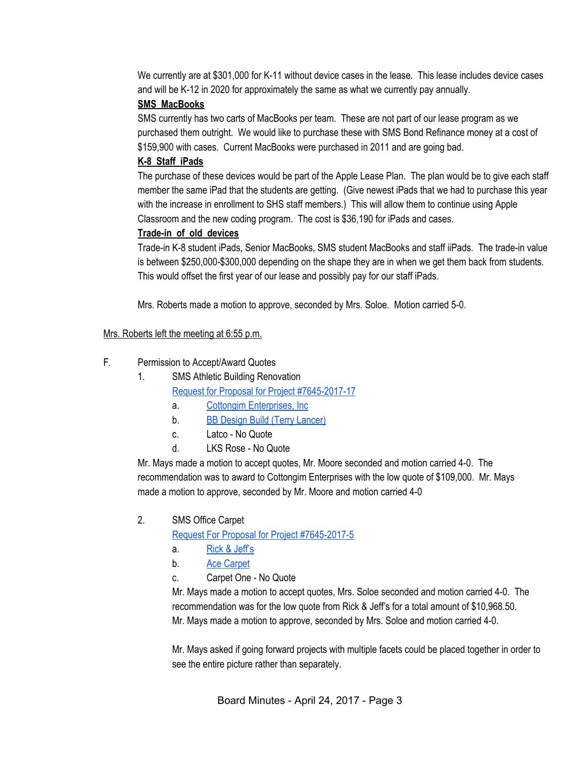We currently are at $301,000 for K-11 without device cases in the lease. This lease includes device cases and will be K-12 in 2020 for approximately the same as what we currently pay annually.

**SMS MacBooks**

SMS currently has two carts of MacBooks per team. These are not part of our lease program as we purchased them outright. We would like to purchase these with SMS Bond Refinance money at a cost of $159,900 with cases. Current MacBooks were purchased in 2011 and are going bad.

**K-8 Staff iPads**

The purchase of these devices would be part of the Apple Lease Plan. The plan would be to give each staff member the same iPad that the students are getting. (Give newest iPads that we had to purchase this year with the increase in enrollment to SHS staff members.) This will allow them to continue using Apple Classroom and the new coding program. The cost is $36,190 for iPads and cases.

**Trade-in of old devices**

Trade-in K-8 student iPads, Senior MacBooks, SMS student MacBooks and staff iiPads. The trade-in value is between $250,000-$300,000 depending on the shape they are in when we get them back from students. This would offset the first year of our lease and possibly pay for our staff iPads.

Mrs. Roberts made a motion to approve, seconded by Mrs. Soloe. Motion carried 5-0.

Mrs. Roberts left the meeting at 6:55 p.m.

F. Permission to Accept/Award Quotes

1. SMS Athletic Building Renovation
   [Request for Proposal for Project #7645-2017-17]
   a. [Cottongim Enterprises, Inc]
   b. [BB Design Build (Terry Lancer)]
   c. Latco - No Quote
   d. LKS Rose - No Quote

   Mr. Mays made a motion to accept quotes, Mr. Moore seconded and motion carried 4-0. The recommendation was to award to Cottongim Enterprises with the low quote of $109,000. Mr. Mays made a motion to approve, seconded by Mr. Moore and motion carried 4-0

2. SMS Office Carpet
   [Request For Proposal for Project #7645-2017-5]
   a. [Rick & Jeff's]
   b. [Ace Carpet]
   c. Carpet One - No Quote

   Mr. Mays made a motion to accept quotes, Mrs. Soloe seconded and motion carried 4-0. The recommendation was for the low quote from Rick & Jeff's for a total amount of $10,968.50. Mr. Mays made a motion to approve, seconded by Mrs. Soloe and motion carried 4-0.

   Mr. Mays asked if going forward projects with multiple facets could be placed together in order to see the entire picture rather than separately.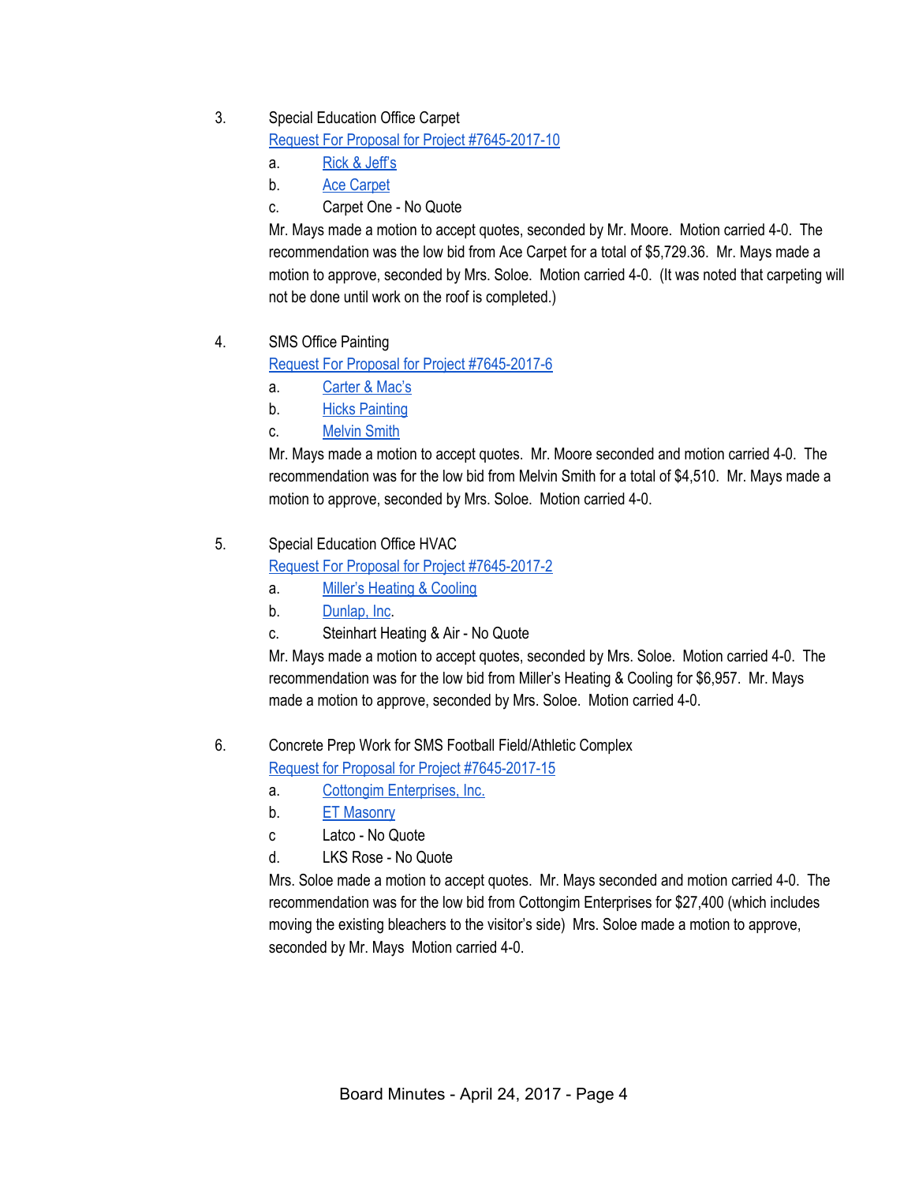3. Special Education Office Carpet

   Request For Proposal for Project #7645-2017-10

   a. Rick & Jeff's
   b. Ace Carpet
   c. Carpet One - No Quote

   Mr. Mays made a motion to accept quotes, seconded by Mr. Moore. Motion carried 4-0. The recommendation was the low bid from Ace Carpet for a total of $5,729.36. Mr. Mays made a motion to approve, seconded by Mrs. Soloe. Motion carried 4-0. (It was noted that carpeting will not be done until work on the roof is completed.)

4. SMS Office Painting

   Request For Proposal for Project #7645-2017-6

   a. Carter & Mac's
   b. Hicks Painting
   c. Melvin Smith

   Mr. Mays made a motion to accept quotes. Mr. Moore seconded and motion carried 4-0. The recommendation was for the low bid from Melvin Smith for a total of $4,510. Mr. Mays made a motion to approve, seconded by Mrs. Soloe. Motion carried 4-0.

5. Special Education Office HVAC

   Request For Proposal for Project #7645-2017-2

   a. Miller's Heating & Cooling
   b. Dunlap, Inc.
   c. Steinhart Heating & Air - No Quote

   Mr. Mays made a motion to accept quotes, seconded by Mrs. Soloe. Motion carried 4-0. The recommendation was for the low bid from Miller's Heating & Cooling for $6,957. Mr. Mays made a motion to approve, seconded by Mrs. Soloe. Motion carried 4-0.

6. Concrete Prep Work for SMS Football Field/Athletic Complex

   Request for Proposal for Project #7645-2017-15

   a. Cottongim Enterprises, Inc.
   b. ET Masonry
   c. Latco - No Quote
   d. LKS Rose - No Quote

   Mrs. Soloe made a motion to accept quotes. Mr. Mays seconded and motion carried 4-0. The recommendation was for the low bid from Cottongim Enterprises for $27,400 (which includes moving the existing bleachers to the visitor's side) Mrs. Soloe made a motion to approve, seconded by Mr. Mays Motion carried 4-0.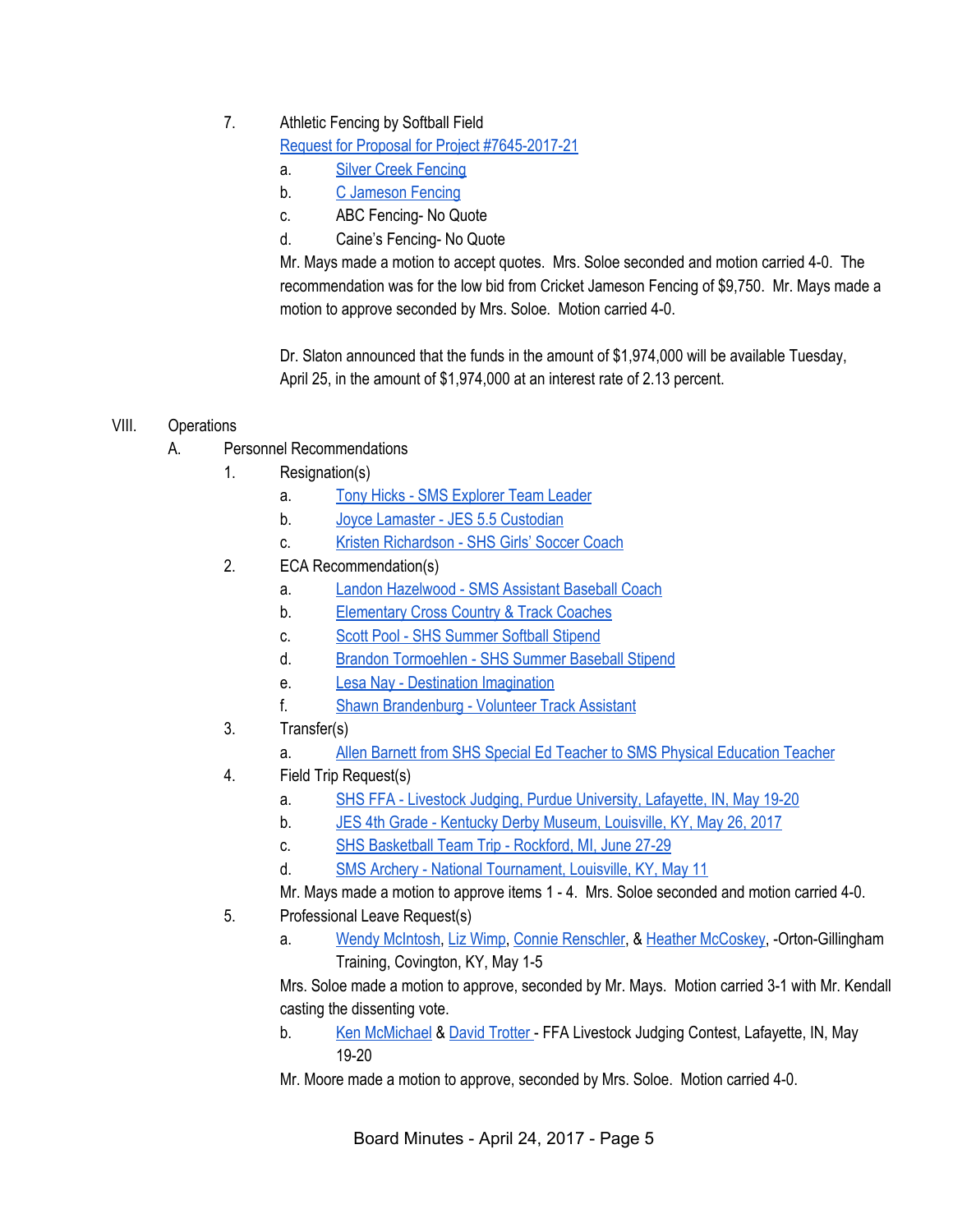7. Athletic Fencing by Softball Field
   Request for Proposal for Project #7645-2017-21
   a. Silver Creek Fencing
   b. C Jameson Fencing
   c. ABC Fencing- No Quote
   d. Caine's Fencing- No Quote

   Mr. Mays made a motion to accept quotes. Mrs. Soloe seconded and motion carried 4-0. The recommendation was for the low bid from Cricket Jameson Fencing of $9,750. Mr. Mays made a motion to approve seconded by Mrs. Soloe. Motion carried 4-0.

   Dr. Slaton announced that the funds in the amount of $1,974,000 will be available Tuesday, April 25, in the amount of $1,974,000 at an interest rate of 2.13 percent.

VIII. Operations

A. Personnel Recommendations

1. Resignation(s)
   a. Tony Hicks - SMS Explorer Team Leader
   b. Joyce Lamaster - JES 5.5 Custodian
   c. Kristen Richardson - SHS Girls' Soccer Coach
2. ECA Recommendation(s)
   a. Landon Hazelwood - SMS Assistant Baseball Coach
   b. Elementary Cross Country & Track Coaches
   c. Scott Pool - SHS Summer Softball Stipend
   d. Brandon Tormoehlen - SHS Summer Baseball Stipend
   e. Lesa Nay - Destination Imagination
   f. Shawn Brandenburg - Volunteer Track Assistant
3. Transfer(s)
   a. Allen Barnett from SHS Special Ed Teacher to SMS Physical Education Teacher
4. Field Trip Request(s)
   a. SHS FFA - Livestock Judging, Purdue University, Lafayette, IN, May 19-20
   b. JES 4th Grade - Kentucky Derby Museum, Louisville, KY, May 26, 2017
   c. SHS Basketball Team Trip - Rockford, MI, June 27-29
   d. SMS Archery - National Tournament, Louisville, KY, May 11

   Mr. Mays made a motion to approve items 1 - 4. Mrs. Soloe seconded and motion carried 4-0.
5. Professional Leave Request(s)
   a. Wendy McIntosh, Liz Wimp, Connie Renschler, & Heather McCoskey, -Orton-Gillingham Training, Covington, KY, May 1-5

   Mrs. Soloe made a motion to approve, seconded by Mr. Mays. Motion carried 3-1 with Mr. Kendall casting the dissenting vote.

   b. Ken McMichael & David Trotter - FFA Livestock Judging Contest, Lafayette, IN, May 19-20

   Mr. Moore made a motion to approve, seconded by Mrs. Soloe. Motion carried 4-0.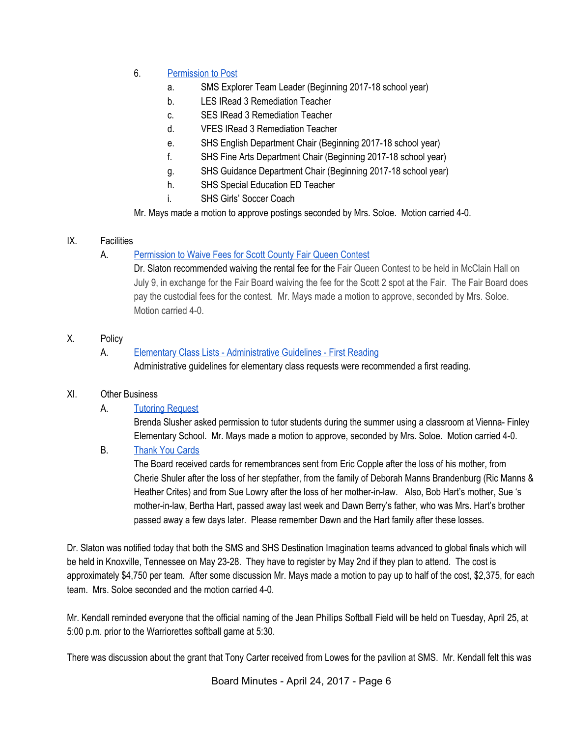6. [Permission to Post](#)
   a. SMS Explorer Team Leader (Beginning 2017-18 school year)
   b. LES IRead 3 Remediation Teacher
   c. SES IRead 3 Remediation Teacher
   d. VFES IRead 3 Remediation Teacher
   e. SHS English Department Chair (Beginning 2017-18 school year)
   f. SHS Fine Arts Department Chair (Beginning 2017-18 school year)
   g. SHS Guidance Department Chair (Beginning 2017-18 school year)
   h. SHS Special Education ED Teacher
   i. SHS Girls' Soccer Coach

   Mr. Mays made a motion to approve postings seconded by Mrs. Soloe. Motion carried 4-0.

IX. Facilities

A. [Permission to Waive Fees for Scott County Fair Queen Contest](#)

Dr. Slaton recommended waiving the rental fee for the Fair Queen Contest to be held in McClain Hall on July 9, in exchange for the Fair Board waiving the fee for the Scott 2 spot at the Fair. The Fair Board does pay the custodial fees for the contest. Mr. Mays made a motion to approve, seconded by Mrs. Soloe. Motion carried 4-0.

X. Policy

A. [Elementary Class Lists - Administrative Guidelines - First Reading](#)

Administrative guidelines for elementary class requests were recommended a first reading.

XI. Other Business

A. [Tutoring Request](#)

Brenda Slusher asked permission to tutor students during the summer using a classroom at Vienna- Finley Elementary School. Mr. Mays made a motion to approve, seconded by Mrs. Soloe. Motion carried 4-0.

B. [Thank You Cards](#)

The Board received cards for remembrances sent from Eric Copple after the loss of his mother, from Cherie Shuler after the loss of her stepfather, from the family of Deborah Manns Brandenburg (Ric Manns & Heather Crites) and from Sue Lowry after the loss of her mother-in-law. Also, Bob Hart's mother, Sue 's mother-in-law, Bertha Hart, passed away last week and Dawn Berry's father, who was Mrs. Hart's brother passed away a few days later. Please remember Dawn and the Hart family after these losses.

Dr. Slaton was notified today that both the SMS and SHS Destination Imagination teams advanced to global finals which will be held in Knoxville, Tennessee on May 23-28. They have to register by May 2nd if they plan to attend. The cost is approximately $4,750 per team. After some discussion Mr. Mays made a motion to pay up to half of the cost, $2,375, for each team. Mrs. Soloe seconded and the motion carried 4-0.

Mr. Kendall reminded everyone that the official naming of the Jean Phillips Softball Field will be held on Tuesday, April 25, at 5:00 p.m. prior to the Warriorettes softball game at 5:30.

There was discussion about the grant that Tony Carter received from Lowes for the pavilion at SMS. Mr. Kendall felt this was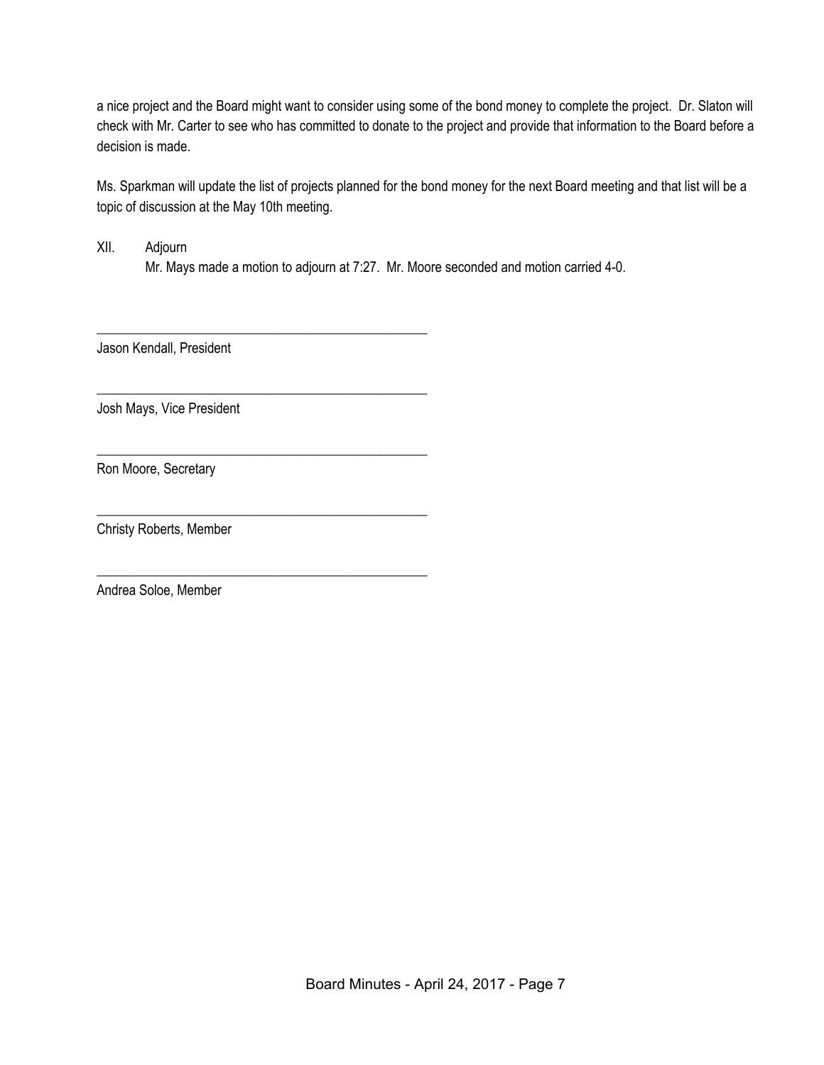a nice project and the Board might want to consider using some of the bond money to complete the project. Dr. Slaton will check with Mr. Carter to see who has committed to donate to the project and provide that information to the Board before a decision is made.

Ms. Sparkman will update the list of projects planned for the bond money for the next Board meeting and that list will be a topic of discussion at the May 10th meeting.

XII. Adjourn

Mr. Mays made a motion to adjourn at 7:27. Mr. Moore seconded and motion carried 4-0.

\_\_\_\_\_\_\_\_\_\_\_\_\_\_\_\_\_\_\_\_\_\_\_\_\_\_\_\_\_\_\_\_\_\_\_\_\_\_\_\_\_\_\_\_

Jason Kendall, President

\_\_\_\_\_\_\_\_\_\_\_\_\_\_\_\_\_\_\_\_\_\_\_\_\_\_\_\_\_\_\_\_\_\_\_\_\_\_\_\_\_\_\_\_

Josh Mays, Vice President

\_\_\_\_\_\_\_\_\_\_\_\_\_\_\_\_\_\_\_\_\_\_\_\_\_\_\_\_\_\_\_\_\_\_\_\_\_\_\_\_\_\_\_\_

Ron Moore, Secretary

\_\_\_\_\_\_\_\_\_\_\_\_\_\_\_\_\_\_\_\_\_\_\_\_\_\_\_\_\_\_\_\_\_\_\_\_\_\_\_\_\_\_\_\_

Christy Roberts, Member

\_\_\_\_\_\_\_\_\_\_\_\_\_\_\_\_\_\_\_\_\_\_\_\_\_\_\_\_\_\_\_\_\_\_\_\_\_\_\_\_\_\_\_\_

Andrea Soloe, Member